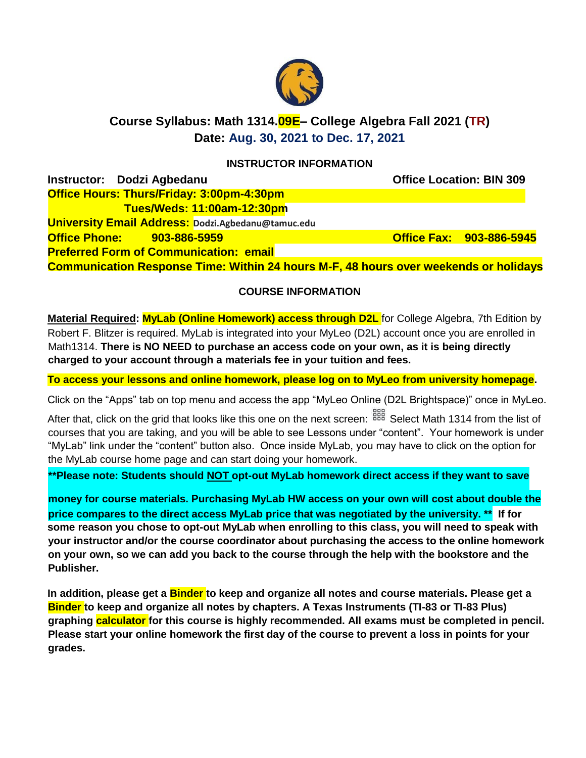# Course Syllabus: Math 1314.09E– College Algebra Fall 2021 (TR)

## Date: Aug. 30, 2021 to Dec. 17, 2021

### INSTRUCTOR INFORMATION

**Instructor:** Dodzi Agbedanu **Office Location: BIN 309**

**Office Hours: Thurs/Friday: 3:00pm-4:30pm**
**Tues/Weds: 11:00am-12:30pm**

**University Email Address:** Dodzi.Agbedanu@tamuc.edu

**Office Phone:** 903-886-5959 **Office Fax:** 903-886-5945

**Preferred Form of Communication:** email

**Communication Response Time: Within 24 hours M-F, 48 hours over weekends or holidays**

### COURSE INFORMATION

**Material Required: MyLab (Online Homework) access through D2L** for College Algebra, 7th Edition by Robert F. Blitzer is required. MyLab is integrated into your MyLeo (D2L) account once you are enrolled in Math1314. **There is NO NEED to purchase an access code on your own, as it is being directly charged to your account through a materials fee in your tuition and fees.**

**To access your lessons and online homework, please log on to MyLeo from university homepage.**

Click on the "Apps" tab on top menu and access the app "MyLeo Online (D2L Brightspace)" once in MyLeo.

After that, click on the grid that looks like this one on the next screen: Select Math 1314 from the list of courses that you are taking, and you will be able to see Lessons under "content". Your homework is under "MyLab" link under the "content" button also. Once inside MyLab, you may have to click on the option for the MyLab course home page and can start doing your homework.

****Please note: Students should NOT opt-out MyLab homework direct access if they want to save money for course materials. Purchasing MyLab HW access on your own will cost about double the price compares to the direct access MyLab price that was negotiated by the university. ** If for some reason you chose to opt-out MyLab when enrolling to this class, you will need to speak with your instructor and/or the course coordinator about purchasing the access to the online homework on your own, so we can add you back to the course through the help with the bookstore and the Publisher.**

**In addition, please get a Binder to keep and organize all notes and course materials. Please get a Binder to keep and organize all notes by chapters. A Texas Instruments (TI-83 or TI-83 Plus) graphing calculator for this course is highly recommended. All exams must be completed in pencil. Please start your online homework the first day of the course to prevent a loss in points for your grades.**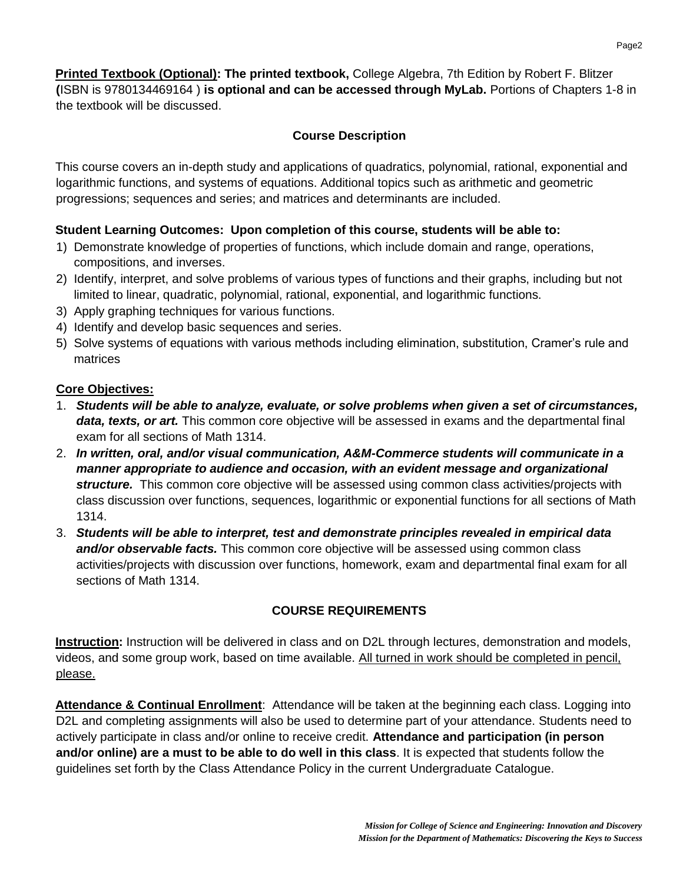**Printed Textbook (Optional): The printed textbook,** College Algebra, 7th Edition by Robert F. Blitzer **(**ISBN is 9780134469164 ) **is optional and can be accessed through MyLab.** Portions of Chapters 1-8 in the textbook will be discussed.

## Course Description

This course covers an in-depth study and applications of quadratics, polynomial, rational, exponential and logarithmic functions, and systems of equations. Additional topics such as arithmetic and geometric progressions; sequences and series; and matrices and determinants are included.

**Student Learning Outcomes: Upon completion of this course, students will be able to:**

1) Demonstrate knowledge of properties of functions, which include domain and range, operations, compositions, and inverses.
2) Identify, interpret, and solve problems of various types of functions and their graphs, including but not limited to linear, quadratic, polynomial, rational, exponential, and logarithmic functions.
3) Apply graphing techniques for various functions.
4) Identify and develop basic sequences and series.
5) Solve systems of equations with various methods including elimination, substitution, Cramer's rule and matrices

**Core Objectives:**

1. ***Students will be able to analyze, evaluate, or solve problems when given a set of circumstances, data, texts, or art.*** This common core objective will be assessed in exams and the departmental final exam for all sections of Math 1314.
2. ***In written, oral, and/or visual communication, A&M-Commerce students will communicate in a manner appropriate to audience and occasion, with an evident message and organizational structure.*** This common core objective will be assessed using common class activities/projects with class discussion over functions, sequences, logarithmic or exponential functions for all sections of Math 1314.
3. ***Students will be able to interpret, test and demonstrate principles revealed in empirical data and/or observable facts.*** This common core objective will be assessed using common class activities/projects with discussion over functions, homework, exam and departmental final exam for all sections of Math 1314.

## COURSE REQUIREMENTS

**Instruction:** Instruction will be delivered in class and on D2L through lectures, demonstration and models, videos, and some group work, based on time available. All turned in work should be completed in pencil, please.

**Attendance & Continual Enrollment**: Attendance will be taken at the beginning each class. Logging into D2L and completing assignments will also be used to determine part of your attendance. Students need to actively participate in class and/or online to receive credit. **Attendance and participation (in person and/or online) are a must to be able to do well in this class**. It is expected that students follow the guidelines set forth by the Class Attendance Policy in the current Undergraduate Catalogue.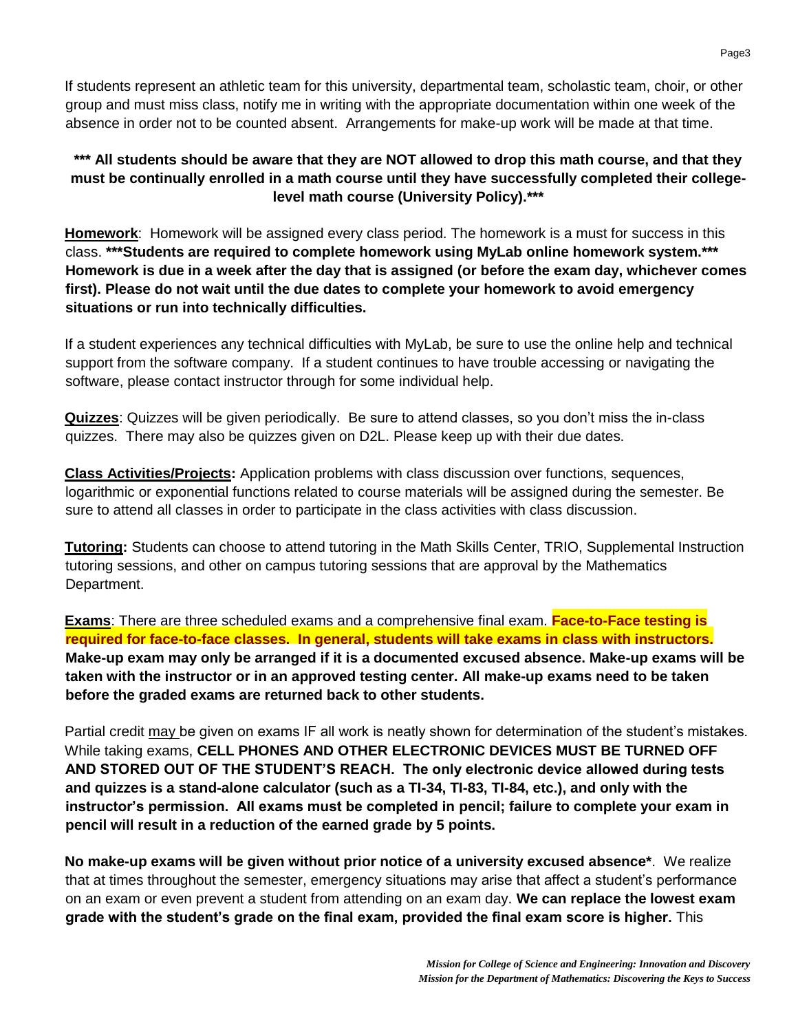If students represent an athletic team for this university, departmental team, scholastic team, choir, or other group and must miss class, notify me in writing with the appropriate documentation within one week of the absence in order not to be counted absent. Arrangements for make-up work will be made at that time.

**\*\*\* All students should be aware that they are NOT allowed to drop this math course, and that they must be continually enrolled in a math course until they have successfully completed their college-level math course (University Policy).\*\*\***

**Homework**: Homework will be assigned every class period. The homework is a must for success in this class. **\*\*\*Students are required to complete homework using MyLab online homework system.\*\*\* Homework is due in a week after the day that is assigned (or before the exam day, whichever comes first). Please do not wait until the due dates to complete your homework to avoid emergency situations or run into technically difficulties.**

If a student experiences any technical difficulties with MyLab, be sure to use the online help and technical support from the software company. If a student continues to have trouble accessing or navigating the software, please contact instructor through for some individual help.

**Quizzes**: Quizzes will be given periodically. Be sure to attend classes, so you don't miss the in-class quizzes. There may also be quizzes given on D2L. Please keep up with their due dates.

**Class Activities/Projects:** Application problems with class discussion over functions, sequences, logarithmic or exponential functions related to course materials will be assigned during the semester. Be sure to attend all classes in order to participate in the class activities with class discussion.

**Tutoring:** Students can choose to attend tutoring in the Math Skills Center, TRIO, Supplemental Instruction tutoring sessions, and other on campus tutoring sessions that are approval by the Mathematics Department.

**Exams**: There are three scheduled exams and a comprehensive final exam. **Face-to-Face testing is required for face-to-face classes. In general, students will take exams in class with instructors. Make-up exam may only be arranged if it is a documented excused absence. Make-up exams will be taken with the instructor or in an approved testing center. All make-up exams need to be taken before the graded exams are returned back to other students.**

Partial credit may be given on exams IF all work is neatly shown for determination of the student's mistakes. While taking exams, **CELL PHONES AND OTHER ELECTRONIC DEVICES MUST BE TURNED OFF AND STORED OUT OF THE STUDENT'S REACH. The only electronic device allowed during tests and quizzes is a stand-alone calculator (such as a TI-34, TI-83, TI-84, etc.), and only with the instructor's permission. All exams must be completed in pencil; failure to complete your exam in pencil will result in a reduction of the earned grade by 5 points.**

**No make-up exams will be given without prior notice of a university excused absence\***. We realize that at times throughout the semester, emergency situations may arise that affect a student's performance on an exam or even prevent a student from attending on an exam day. **We can replace the lowest exam grade with the student's grade on the final exam, provided the final exam score is higher.** This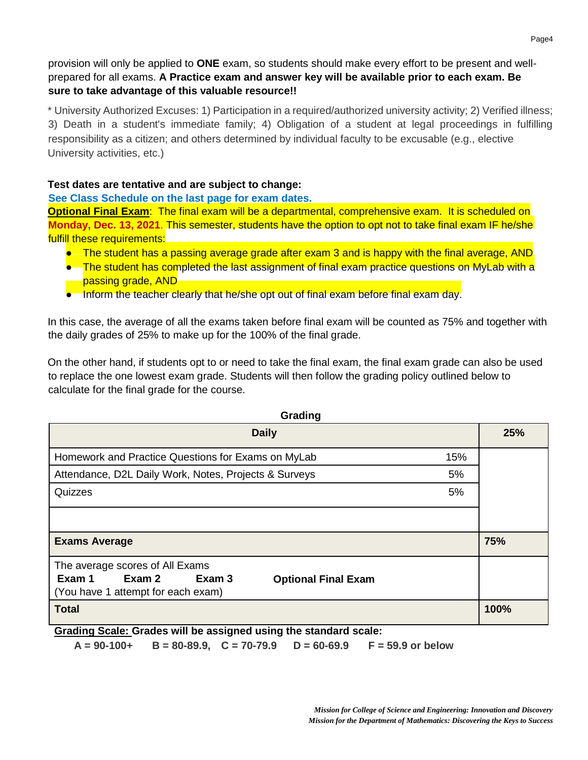provision will only be applied to **ONE** exam, so students should make every effort to be present and well-prepared for all exams. **A Practice exam and answer key will be available prior to each exam. Be sure to take advantage of this valuable resource!!**

* University Authorized Excuses: 1) Participation in a required/authorized university activity; 2) Verified illness; 3) Death in a student's immediate family; 4) Obligation of a student at legal proceedings in fulfilling responsibility as a citizen; and others determined by individual faculty to be excusable (e.g., elective University activities, etc.)

**Test dates are tentative and are subject to change:**

**See Class Schedule on the last page for exam dates.**

**Optional Final Exam**: The final exam will be a departmental, comprehensive exam. It is scheduled on **Monday, Dec. 13, 2021**. This semester, students have the option to opt not to take final exam IF he/she fulfill these requirements:

- The student has a passing average grade after exam 3 and is happy with the final average, AND
- The student has completed the last assignment of final exam practice questions on MyLab with a passing grade, AND
- Inform the teacher clearly that he/she opt out of final exam before final exam day.

In this case, the average of all the exams taken before final exam will be counted as 75% and together with the daily grades of 25% to make up for the 100% of the final grade.

On the other hand, if students opt to or need to take the final exam, the final exam grade can also be used to replace the one lowest exam grade. Students will then follow the grading policy outlined below to calculate for the final grade for the course.

**Grading**

| **Daily** | | **25%** |
|---|---|---|
| Homework and Practice Questions for Exams on MyLab | 15% | |
| Attendance, D2L Daily Work, Notes, Projects & Surveys | 5% | |
| Quizzes | 5% | |
| | | |
| **Exams Average** | | **75%** |
| The average scores of All Exams<br>**Exam 1** **Exam 2** **Exam 3** **Optional Final Exam**<br>(You have 1 attempt for each exam) | | |
| **Total** | | **100%** |

**Grading Scale: Grades will be assigned using the standard scale:**

**A = 90-100+ B = 80-89.9, C = 70-79.9 D = 60-69.9 F = 59.9 or below**

*Mission for College of Science and Engineering: Innovation and Discovery*
*Mission for the Department of Mathematics: Discovering the Keys to Success*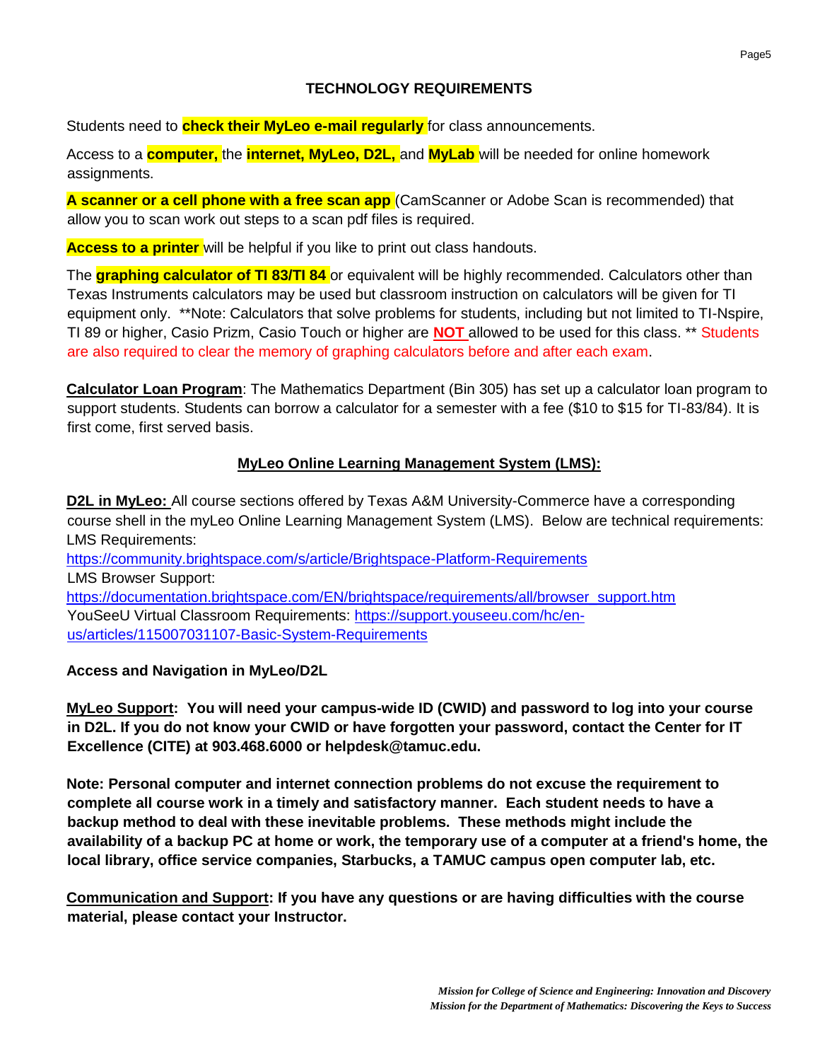## TECHNOLOGY REQUIREMENTS

Students need to **check their MyLeo e-mail regularly** for class announcements.

Access to a **computer,** the **internet, MyLeo, D2L,** and **MyLab** will be needed for online homework assignments.

**A scanner or a cell phone with a free scan app** (CamScanner or Adobe Scan is recommended) that allow you to scan work out steps to a scan pdf files is required.

**Access to a printer** will be helpful if you like to print out class handouts.

The **graphing calculator of TI 83/TI 84** or equivalent will be highly recommended. Calculators other than Texas Instruments calculators may be used but classroom instruction on calculators will be given for TI equipment only. **Note: Calculators that solve problems for students, including but not limited to TI-Nspire, TI 89 or higher, Casio Prizm, Casio Touch or higher are **NOT** allowed to be used for this class. ** Students are also required to clear the memory of graphing calculators before and after each exam.

**Calculator Loan Program**: The Mathematics Department (Bin 305) has set up a calculator loan program to support students. Students can borrow a calculator for a semester with a fee ($10 to $15 for TI-83/84). It is first come, first served basis.

### MyLeo Online Learning Management System (LMS):

**D2L in MyLeo:** All course sections offered by Texas A&M University-Commerce have a corresponding course shell in the myLeo Online Learning Management System (LMS). Below are technical requirements:
LMS Requirements:
https://community.brightspace.com/s/article/Brightspace-Platform-Requirements
LMS Browser Support:
https://documentation.brightspace.com/EN/brightspace/requirements/all/browser_support.htm
YouSeeU Virtual Classroom Requirements: https://support.youseeu.com/hc/en-us/articles/115007031107-Basic-System-Requirements

**Access and Navigation in MyLeo/D2L**

**MyLeo Support: You will need your campus-wide ID (CWID) and password to log into your course in D2L. If you do not know your CWID or have forgotten your password, contact the Center for IT Excellence (CITE) at 903.468.6000 or helpdesk@tamuc.edu.**

**Note: Personal computer and internet connection problems do not excuse the requirement to complete all course work in a timely and satisfactory manner. Each student needs to have a backup method to deal with these inevitable problems. These methods might include the availability of a backup PC at home or work, the temporary use of a computer at a friend's home, the local library, office service companies, Starbucks, a TAMUC campus open computer lab, etc.**

**Communication and Support: If you have any questions or are having difficulties with the course material, please contact your Instructor.**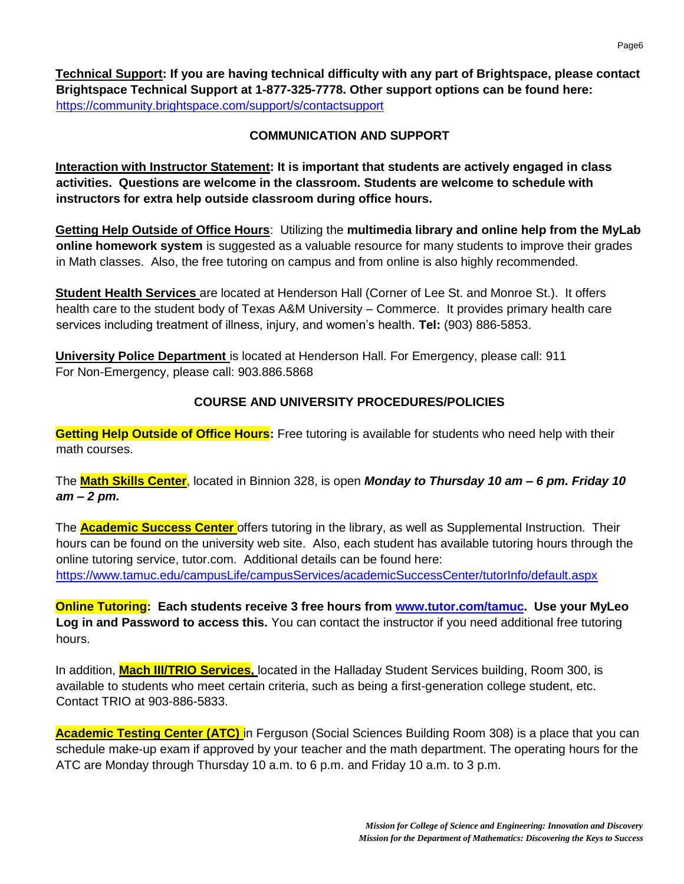**Technical Support: If you are having technical difficulty with any part of Brightspace, please contact Brightspace Technical Support at 1-877-325-7778. Other support options can be found here:** https://community.brightspace.com/support/s/contactsupport

## COMMUNICATION AND SUPPORT

**Interaction with Instructor Statement: It is important that students are actively engaged in class activities. Questions are welcome in the classroom. Students are welcome to schedule with instructors for extra help outside classroom during office hours.**

**Getting Help Outside of Office Hours**: Utilizing the **multimedia library and online help from the MyLab online homework system** is suggested as a valuable resource for many students to improve their grades in Math classes. Also, the free tutoring on campus and from online is also highly recommended.

**Student Health Services** are located at Henderson Hall (Corner of Lee St. and Monroe St.). It offers health care to the student body of Texas A&M University – Commerce. It provides primary health care services including treatment of illness, injury, and women's health. **Tel:** (903) 886-5853.

**University Police Department** is located at Henderson Hall. For Emergency, please call: 911
For Non-Emergency, please call: 903.886.5868

## COURSE AND UNIVERSITY PROCEDURES/POLICIES

**Getting Help Outside of Office Hours:** Free tutoring is available for students who need help with their math courses.

The **Math Skills Center**, located in Binnion 328, is open ***Monday to Thursday 10 am – 6 pm. Friday 10 am – 2 pm.***

The **Academic Success Center** offers tutoring in the library, as well as Supplemental Instruction. Their hours can be found on the university web site. Also, each student has available tutoring hours through the online tutoring service, tutor.com. Additional details can be found here: https://www.tamuc.edu/campusLife/campusServices/academicSuccessCenter/tutorInfo/default.aspx

**Online Tutoring: Each students receive 3 free hours from www.tutor.com/tamuc. Use your MyLeo Log in and Password to access this.** You can contact the instructor if you need additional free tutoring hours.

In addition, **Mach III/TRIO Services,** located in the Halladay Student Services building, Room 300, is available to students who meet certain criteria, such as being a first-generation college student, etc. Contact TRIO at 903-886-5833.

**Academic Testing Center (ATC)** in Ferguson (Social Sciences Building Room 308) is a place that you can schedule make-up exam if approved by your teacher and the math department. The operating hours for the ATC are Monday through Thursday 10 a.m. to 6 p.m. and Friday 10 a.m. to 3 p.m.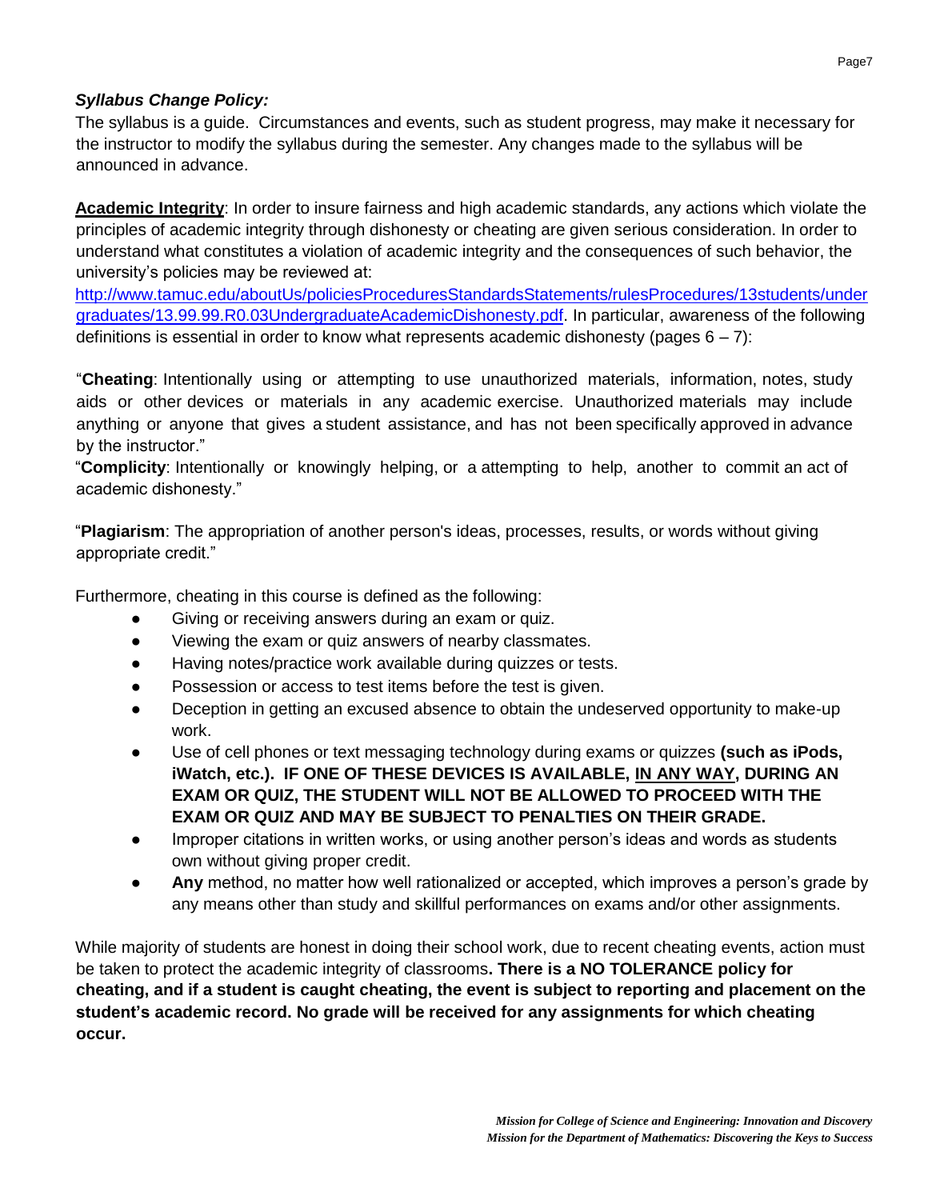***Syllabus Change Policy:***

The syllabus is a guide. Circumstances and events, such as student progress, may make it necessary for the instructor to modify the syllabus during the semester. Any changes made to the syllabus will be announced in advance.

**Academic Integrity**: In order to insure fairness and high academic standards, any actions which violate the principles of academic integrity through dishonesty or cheating are given serious consideration. In order to understand what constitutes a violation of academic integrity and the consequences of such behavior, the university's policies may be reviewed at: [http://www.tamuc.edu/aboutUs/policiesProceduresStandardsStatements/rulesProcedures/13students/undergraduates/13.99.99.R0.03UndergraduateAcademicDishonesty.pdf](http://www.tamuc.edu/aboutUs/policiesProceduresStandardsStatements/rulesProcedures/13students/undergraduates/13.99.99.R0.03UndergraduateAcademicDishonesty.pdf). In particular, awareness of the following definitions is essential in order to know what represents academic dishonesty (pages 6 – 7):

"**Cheating**: Intentionally using or attempting to use unauthorized materials, information, notes, study aids or other devices or materials in any academic exercise. Unauthorized materials may include anything or anyone that gives a student assistance, and has not been specifically approved in advance by the instructor."

"**Complicity**: Intentionally or knowingly helping, or a attempting to help, another to commit an act of academic dishonesty."

"**Plagiarism**: The appropriation of another person's ideas, processes, results, or words without giving appropriate credit."

Furthermore, cheating in this course is defined as the following:

- Giving or receiving answers during an exam or quiz.
- Viewing the exam or quiz answers of nearby classmates.
- Having notes/practice work available during quizzes or tests.
- Possession or access to test items before the test is given.
- Deception in getting an excused absence to obtain the undeserved opportunity to make-up work.
- Use of cell phones or text messaging technology during exams or quizzes **(such as iPods, iWatch, etc.). IF ONE OF THESE DEVICES IS AVAILABLE, IN ANY WAY, DURING AN EXAM OR QUIZ, THE STUDENT WILL NOT BE ALLOWED TO PROCEED WITH THE EXAM OR QUIZ AND MAY BE SUBJECT TO PENALTIES ON THEIR GRADE.**
- Improper citations in written works, or using another person's ideas and words as students own without giving proper credit.
- **Any** method, no matter how well rationalized or accepted, which improves a person's grade by any means other than study and skillful performances on exams and/or other assignments.

While majority of students are honest in doing their school work, due to recent cheating events, action must be taken to protect the academic integrity of classrooms**. There is a NO TOLERANCE policy for cheating, and if a student is caught cheating, the event is subject to reporting and placement on the student's academic record. No grade will be received for any assignments for which cheating occur.**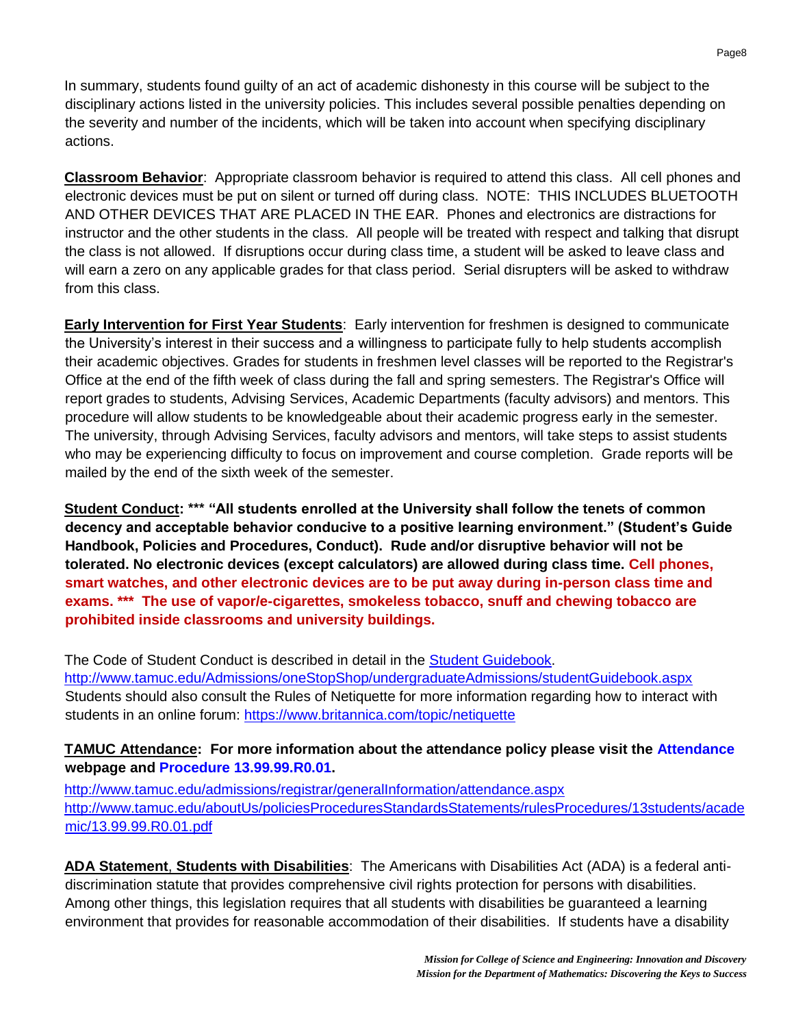In summary, students found guilty of an act of academic dishonesty in this course will be subject to the disciplinary actions listed in the university policies. This includes several possible penalties depending on the severity and number of the incidents, which will be taken into account when specifying disciplinary actions.

**Classroom Behavior**: Appropriate classroom behavior is required to attend this class. All cell phones and electronic devices must be put on silent or turned off during class. NOTE: THIS INCLUDES BLUETOOTH AND OTHER DEVICES THAT ARE PLACED IN THE EAR. Phones and electronics are distractions for instructor and the other students in the class. All people will be treated with respect and talking that disrupt the class is not allowed. If disruptions occur during class time, a student will be asked to leave class and will earn a zero on any applicable grades for that class period. Serial disrupters will be asked to withdraw from this class.

**Early Intervention for First Year Students**: Early intervention for freshmen is designed to communicate the University's interest in their success and a willingness to participate fully to help students accomplish their academic objectives. Grades for students in freshmen level classes will be reported to the Registrar's Office at the end of the fifth week of class during the fall and spring semesters. The Registrar's Office will report grades to students, Advising Services, Academic Departments (faculty advisors) and mentors. This procedure will allow students to be knowledgeable about their academic progress early in the semester. The university, through Advising Services, faculty advisors and mentors, will take steps to assist students who may be experiencing difficulty to focus on improvement and course completion. Grade reports will be mailed by the end of the sixth week of the semester.

**Student Conduct: *** "All students enrolled at the University shall follow the tenets of common decency and acceptable behavior conducive to a positive learning environment." (Student's Guide Handbook, Policies and Procedures, Conduct). Rude and/or disruptive behavior will not be tolerated. No electronic devices (except calculators) are allowed during class time. Cell phones, smart watches, and other electronic devices are to be put away during in-person class time and exams. *** The use of vapor/e-cigarettes, smokeless tobacco, snuff and chewing tobacco are prohibited inside classrooms and university buildings.**

The Code of Student Conduct is described in detail in the Student Guidebook.
http://www.tamuc.edu/Admissions/oneStopShop/undergraduateAdmissions/studentGuidebook.aspx
Students should also consult the Rules of Netiquette for more information regarding how to interact with students in an online forum: https://www.britannica.com/topic/netiquette

**TAMUC Attendance: For more information about the attendance policy please visit the Attendance webpage and Procedure 13.99.99.R0.01.**

http://www.tamuc.edu/admissions/registrar/generalInformation/attendance.aspx
http://www.tamuc.edu/aboutUs/policiesProceduresStandardsStatements/rulesProcedures/13students/academic/13.99.99.R0.01.pdf

**ADA Statement**, **Students with Disabilities**: The Americans with Disabilities Act (ADA) is a federal anti-discrimination statute that provides comprehensive civil rights protection for persons with disabilities. Among other things, this legislation requires that all students with disabilities be guaranteed a learning environment that provides for reasonable accommodation of their disabilities. If students have a disability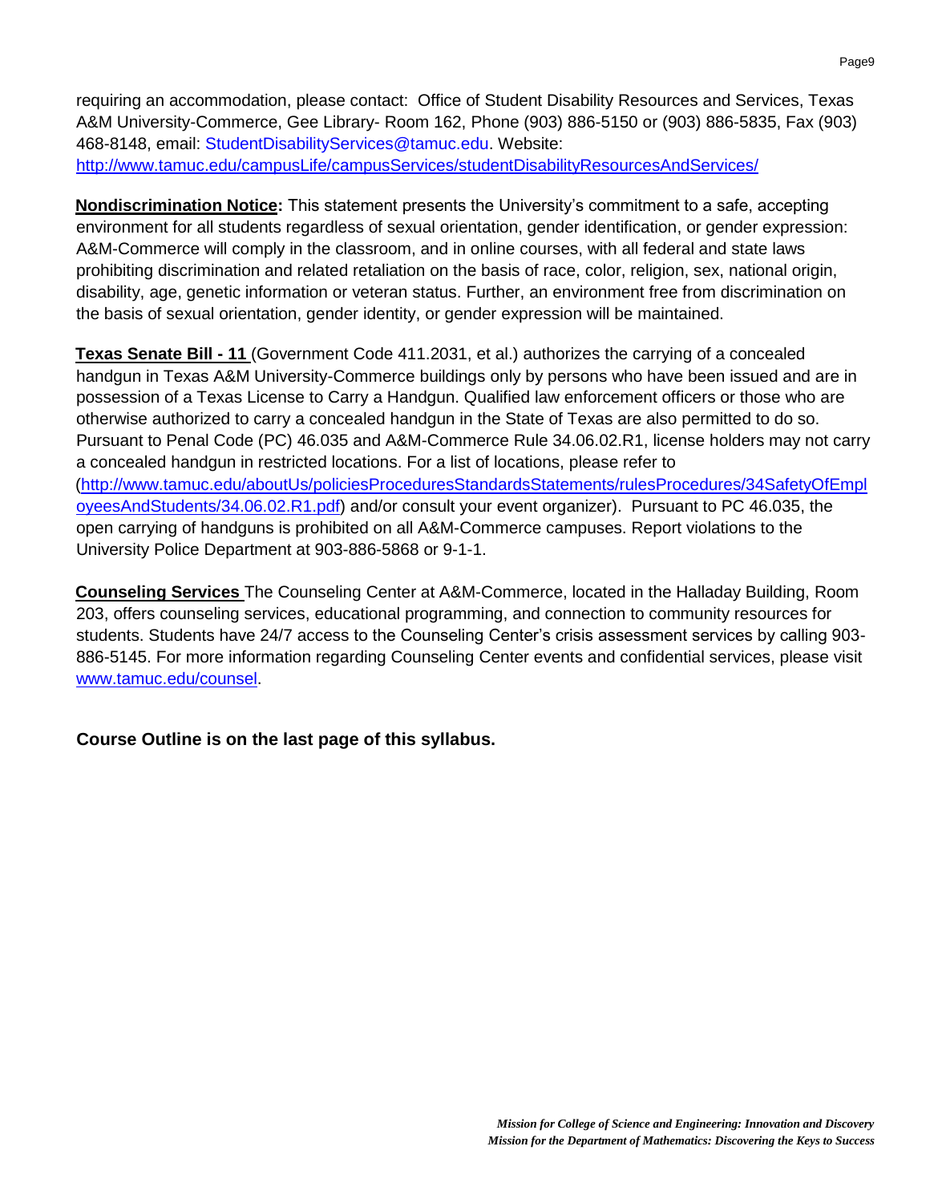requiring an accommodation, please contact: Office of Student Disability Resources and Services, Texas A&M University-Commerce, Gee Library- Room 162, Phone (903) 886-5150 or (903) 886-5835, Fax (903) 468-8148, email: StudentDisabilityServices@tamuc.edu. Website: http://www.tamuc.edu/campusLife/campusServices/studentDisabilityResourcesAndServices/

**Nondiscrimination Notice:** This statement presents the University's commitment to a safe, accepting environment for all students regardless of sexual orientation, gender identification, or gender expression: A&M-Commerce will comply in the classroom, and in online courses, with all federal and state laws prohibiting discrimination and related retaliation on the basis of race, color, religion, sex, national origin, disability, age, genetic information or veteran status. Further, an environment free from discrimination on the basis of sexual orientation, gender identity, or gender expression will be maintained.

**Texas Senate Bill - 11** (Government Code 411.2031, et al.) authorizes the carrying of a concealed handgun in Texas A&M University-Commerce buildings only by persons who have been issued and are in possession of a Texas License to Carry a Handgun. Qualified law enforcement officers or those who are otherwise authorized to carry a concealed handgun in the State of Texas are also permitted to do so. Pursuant to Penal Code (PC) 46.035 and A&M-Commerce Rule 34.06.02.R1, license holders may not carry a concealed handgun in restricted locations. For a list of locations, please refer to (http://www.tamuc.edu/aboutUs/policiesProceduresStandardsStatements/rulesProcedures/34SafetyOfEmployeesAndStudents/34.06.02.R1.pdf) and/or consult your event organizer). Pursuant to PC 46.035, the open carrying of handguns is prohibited on all A&M-Commerce campuses. Report violations to the University Police Department at 903-886-5868 or 9-1-1.

**Counseling Services** The Counseling Center at A&M-Commerce, located in the Halladay Building, Room 203, offers counseling services, educational programming, and connection to community resources for students. Students have 24/7 access to the Counseling Center's crisis assessment services by calling 903-886-5145. For more information regarding Counseling Center events and confidential services, please visit www.tamuc.edu/counsel.

**Course Outline is on the last page of this syllabus.**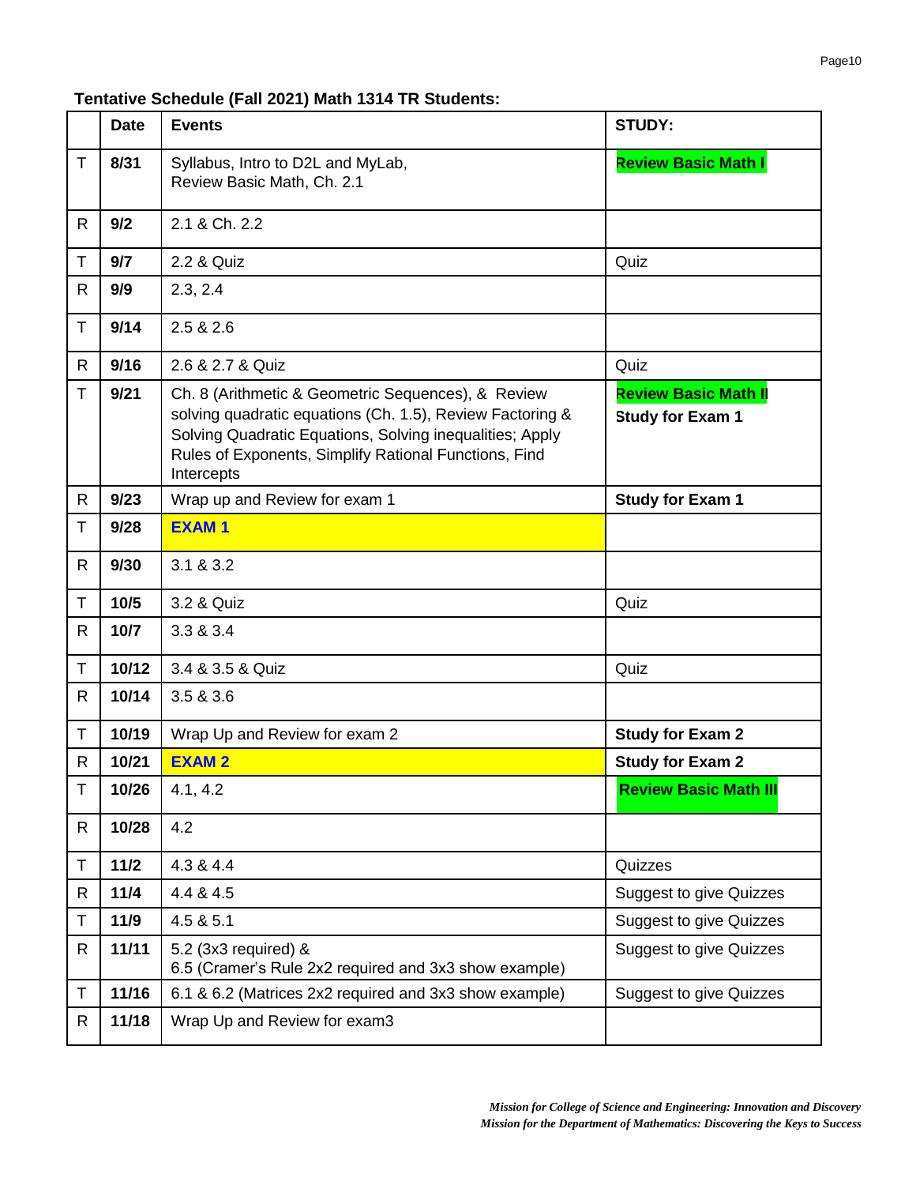**Tentative Schedule (Fall 2021) Math 1314 TR Students:**

| | Date | Events | STUDY: |
|---|---|---|---|
| T | **8/31** | Syllabus, Intro to D2L and MyLab, Review Basic Math, Ch. 2.1 | **Review Basic Math I** |
| R | **9/2** | 2.1 & Ch. 2.2 | |
| T | **9/7** | 2.2 & Quiz | Quiz |
| R | **9/9** | 2.3, 2.4 | |
| T | **9/14** | 2.5 & 2.6 | |
| R | **9/16** | 2.6 & 2.7 & Quiz | Quiz |
| T | **9/21** | Ch. 8 (Arithmetic & Geometric Sequences), & Review solving quadratic equations (Ch. 1.5), Review Factoring & Solving Quadratic Equations, Solving inequalities; Apply Rules of Exponents, Simplify Rational Functions, Find Intercepts | **Review Basic Math II** **Study for Exam 1** |
| R | **9/23** | Wrap up and Review for exam 1 | **Study for Exam 1** |
| T | **9/28** | **EXAM 1** | |
| R | **9/30** | 3.1 & 3.2 | |
| T | **10/5** | 3.2 & Quiz | Quiz |
| R | **10/7** | 3.3 & 3.4 | |
| T | **10/12** | 3.4 & 3.5 & Quiz | Quiz |
| R | **10/14** | 3.5 & 3.6 | |
| T | **10/19** | Wrap Up and Review for exam 2 | **Study for Exam 2** |
| R | **10/21** | **EXAM 2** | **Study for Exam 2** |
| T | **10/26** | 4.1, 4.2 | **Review Basic Math III** |
| R | **10/28** | 4.2 | |
| T | **11/2** | 4.3 & 4.4 | Quizzes |
| R | **11/4** | 4.4 & 4.5 | Suggest to give Quizzes |
| T | **11/9** | 4.5 & 5.1 | Suggest to give Quizzes |
| R | **11/11** | 5.2 (3x3 required) & 6.5 (Cramer's Rule 2x2 required and 3x3 show example) | Suggest to give Quizzes |
| T | **11/16** | 6.1 & 6.2 (Matrices 2x2 required and 3x3 show example) | Suggest to give Quizzes |
| R | **11/18** | Wrap Up and Review for exam3 | |

***Mission for College of Science and Engineering: Innovation and Discovery***
***Mission for the Department of Mathematics: Discovering the Keys to Success***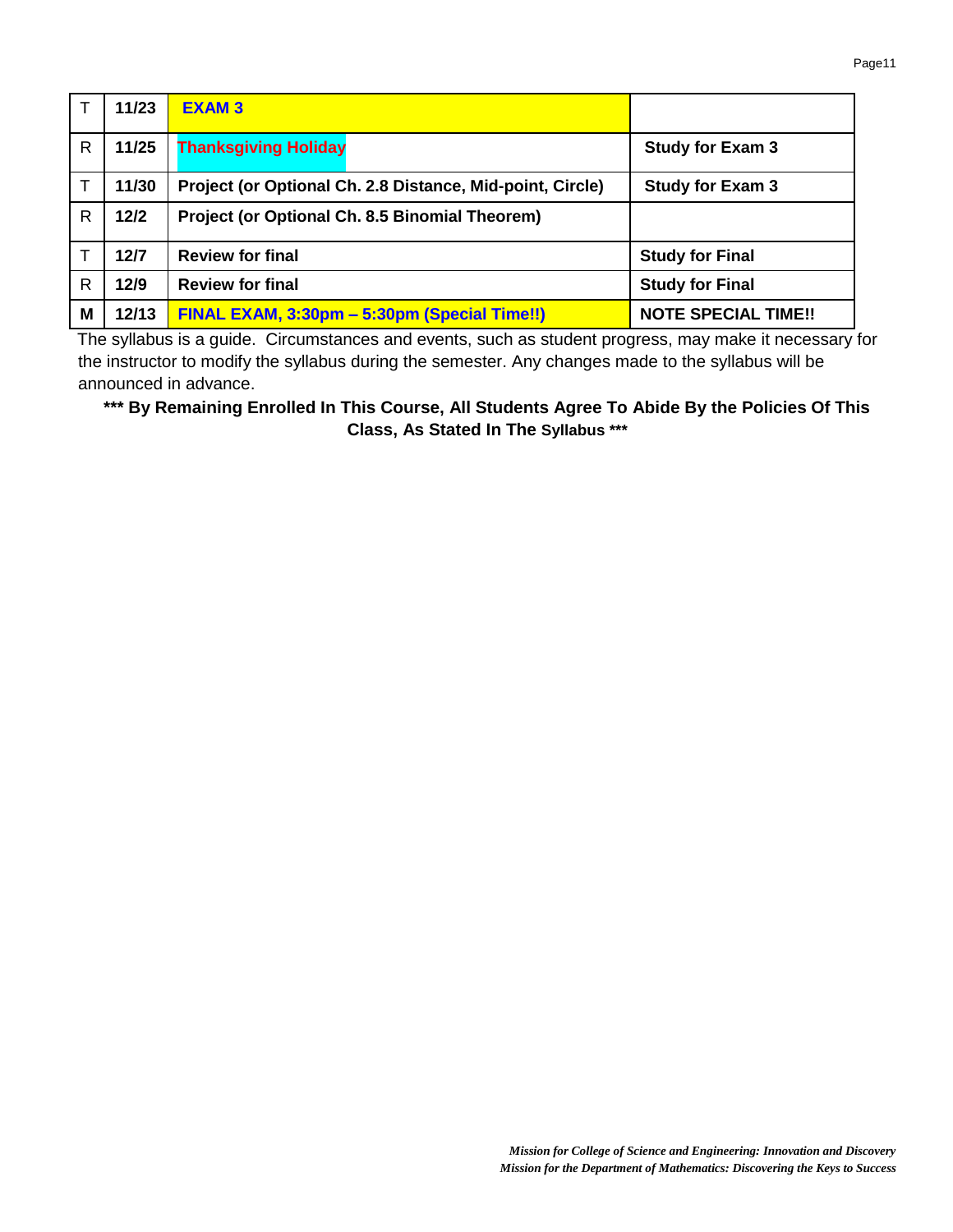| | | | |
|---|---|---|---|
| T | **11/23** | **EXAM 3** | |
| R | **11/25** | **Thanksgiving Holiday** | **Study for Exam 3** |
| T | **11/30** | **Project (or Optional Ch. 2.8 Distance, Mid-point, Circle)** | **Study for Exam 3** |
| R | **12/2** | **Project (or Optional Ch. 8.5 Binomial Theorem)** | |
| T | **12/7** | **Review for final** | **Study for Final** |
| R | **12/9** | **Review for final** | **Study for Final** |
| **M** | **12/13** | **FINAL EXAM, 3:30pm – 5:30pm (Special Time!!)** | **NOTE SPECIAL TIME!!** |

The syllabus is a guide. Circumstances and events, such as student progress, may make it necessary for the instructor to modify the syllabus during the semester. Any changes made to the syllabus will be announced in advance.

**\*\*\* By Remaining Enrolled In This Course, All Students Agree To Abide By the Policies Of This Class, As Stated In The Syllabus \*\*\***

***Mission for College of Science and Engineering: Innovation and Discovery***
***Mission for the Department of Mathematics: Discovering the Keys to Success***